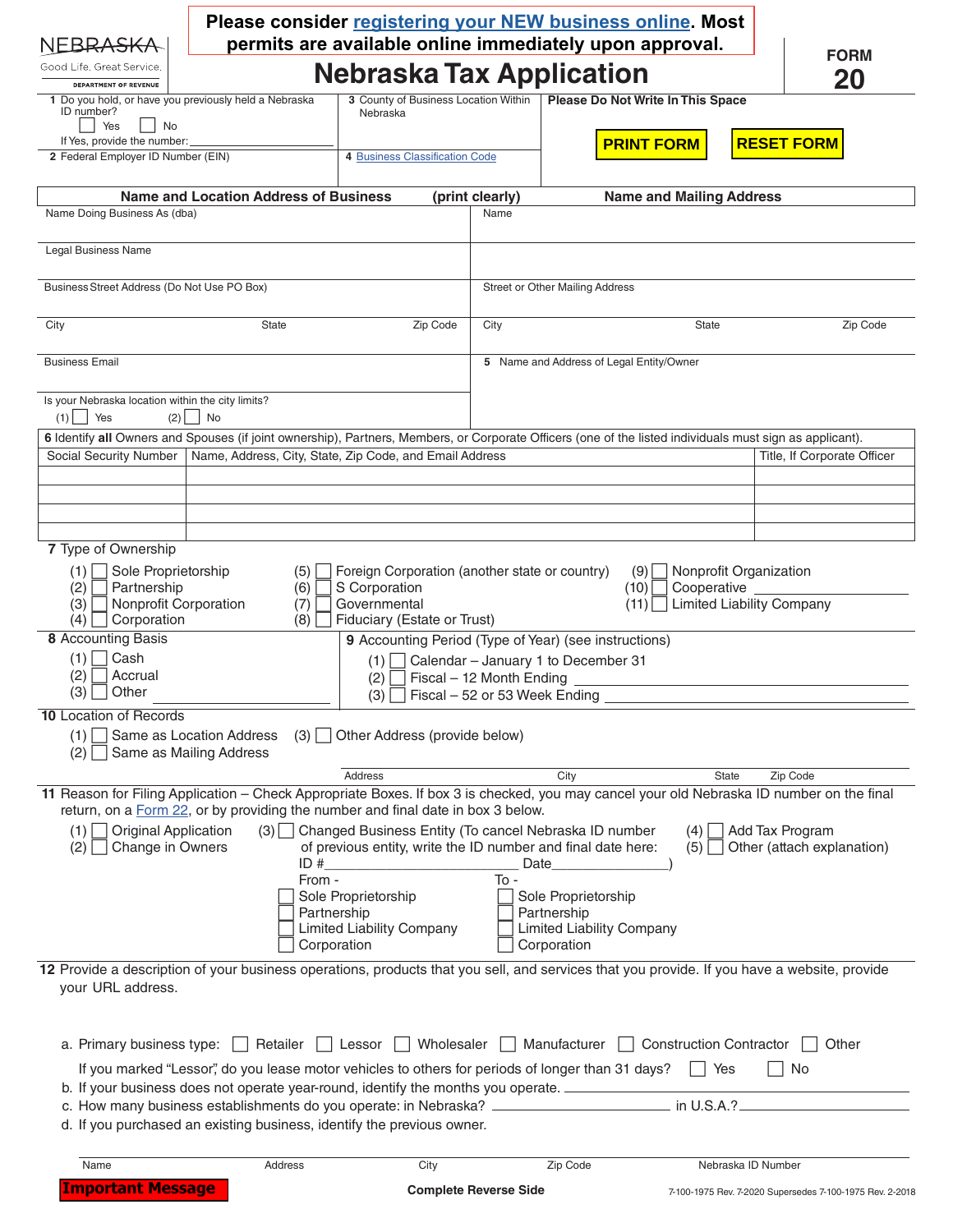NEBRASKA
Good Life. Great Service.
DEPARTMENT OF REVENUE

**Please consider registering your NEW business online. Most permits are available online immediately upon approval.**

# Nebraska Tax Application

**FORM 20**

1 Do you hold, or have you previously held a Nebraska ID number?
☐ Yes ☐ No
If Yes, provide the number: ____________

2 Federal Employer ID Number (EIN)

3 County of Business Location Within Nebraska

4 Business Classification Code

**Please Do Not Write In This Space**

PRINT FORM | RESET FORM

| **Name and Location Address of Business** (print clearly) | **Name and Mailing Address** |
|---|---|
| Name Doing Business As (dba) | Name |
| Legal Business Name | |
| Business Street Address (Do Not Use PO Box) | Street or Other Mailing Address |
| City State Zip Code | City State Zip Code |
| Business Email | 5 Name and Address of Legal Entity/Owner |
| Is your Nebraska location within the city limits? (1) ☐ Yes (2) ☐ No | |

**6** Identify **all** Owners and Spouses (if joint ownership), Partners, Members, or Corporate Officers (one of the listed individuals must sign as applicant).

| Social Security Number | Name, Address, City, State, Zip Code, and Email Address | Title, If Corporate Officer |
|---|---|---|
| | | |
| | | |
| | | |
| | | |

**7** Type of Ownership

(1) ☐ Sole Proprietorship
(2) ☐ Partnership
(3) ☐ Nonprofit Corporation
(4) ☐ Corporation
(5) ☐ Foreign Corporation (another state or country)
(6) ☐ S Corporation
(7) ☐ Governmental
(8) ☐ Fiduciary (Estate or Trust)
(9) ☐ Nonprofit Organization
(10) ☐ Cooperative ____________
(11) ☐ Limited Liability Company

**8** Accounting Basis

(1) ☐ Cash
(2) ☐ Accrual
(3) ☐ Other ____________

**9** Accounting Period (Type of Year) (see instructions)

(1) ☐ Calendar – January 1 to December 31
(2) ☐ Fiscal – 12 Month Ending ____________
(3) ☐ Fiscal – 52 or 53 Week Ending ____________

**10** Location of Records

(1) ☐ Same as Location Address
(2) ☐ Same as Mailing Address
(3) ☐ Other Address (provide below)

Address ____________ City ____________ State ____________ Zip Code ____________

**11** Reason for Filing Application – Check Appropriate Boxes. If box 3 is checked, you may cancel your old Nebraska ID number on the final return, on a Form 22, or by providing the number and final date in box 3 below.

(1) ☐ Original Application
(2) ☐ Change in Owners
(3) ☐ Changed Business Entity (To cancel Nebraska ID number of previous entity, write the ID number and final date here: ID #____________ Date____________)

From -
☐ Sole Proprietorship
☐ Partnership
☐ Limited Liability Company
☐ Corporation

To -
☐ Sole Proprietorship
☐ Partnership
☐ Limited Liability Company
☐ Corporation

(4) ☐ Add Tax Program
(5) ☐ Other (attach explanation)

**12** Provide a description of your business operations, products that you sell, and services that you provide. If you have a website, provide your URL address.

a. Primary business type: ☐ Retailer ☐ Lessor ☐ Wholesaler ☐ Manufacturer ☐ Construction Contractor ☐ Other

If you marked "Lessor", do you lease motor vehicles to others for periods of longer than 31 days? ☐ Yes ☐ No

b. If your business does not operate year-round, identify the months you operate. ____________

c. How many business establishments do you operate: in Nebraska? ____________ in U.S.A.? ____________

d. If you purchased an existing business, identify the previous owner.

Name ____________ Address ____________ City ____________ Zip Code ____________ Nebraska ID Number ____________

Important Message

**Complete Reverse Side**

7-100-1975 Rev. 7-2020 Supersedes 7-100-1975 Rev. 2-2018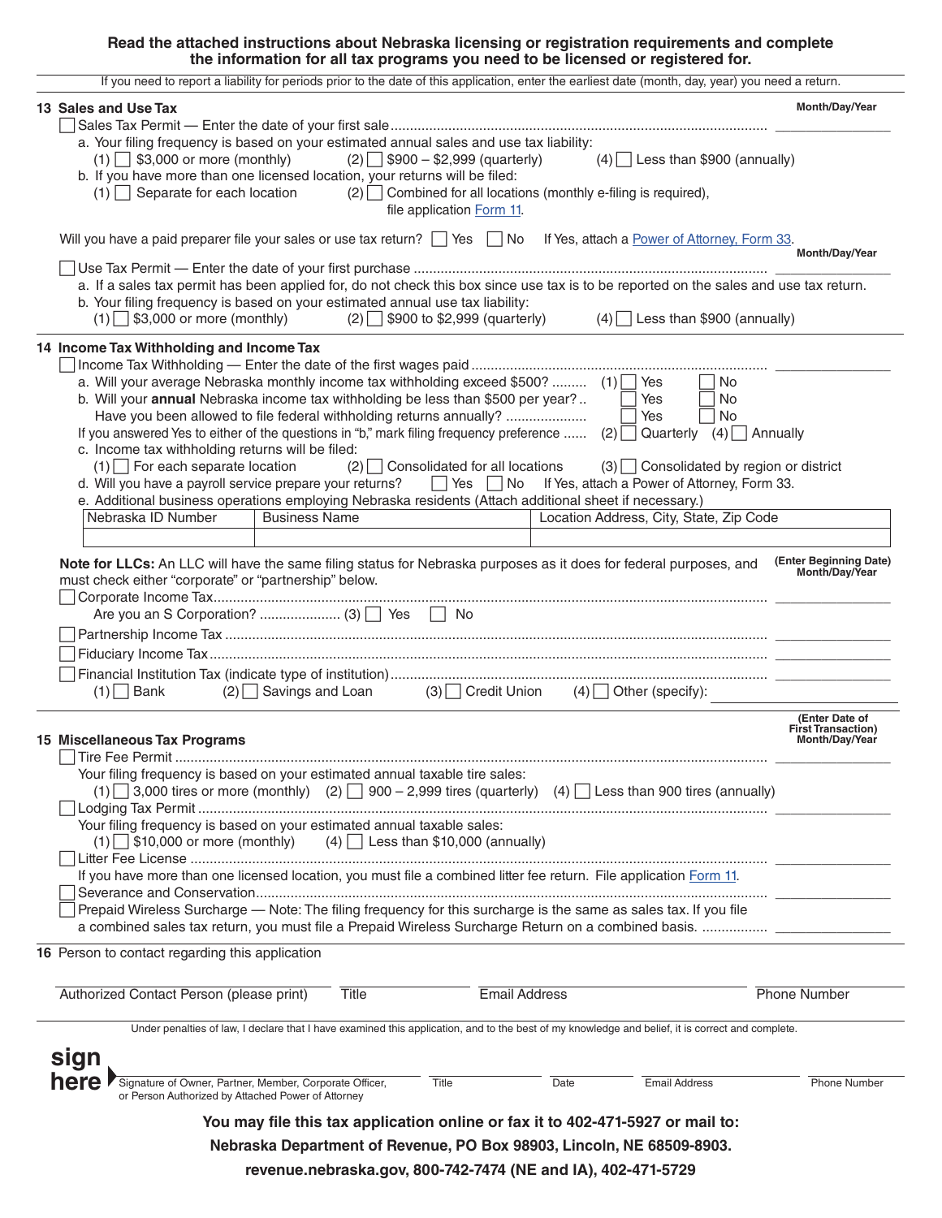**Read the attached instructions about Nebraska licensing or registration requirements and complete the information for all tax programs you need to be licensed or registered for.**

If you need to report a liability for periods prior to the date of this application, enter the earliest date (month, day, year) you need a return.

## 13 Sales and Use Tax

**Month/Day/Year**

☐ Sales Tax Permit — Enter the date of your first sale ........ _______________

a. Your filing frequency is based on your estimated annual sales and use tax liability:
  (1) ☐ $3,000 or more (monthly)  (2) ☐ $900 – $2,999 (quarterly)  (4) ☐ Less than $900 (annually)

b. If you have more than one licensed location, your returns will be filed:
  (1) ☐ Separate for each location  (2) ☐ Combined for all locations (monthly e-filing is required), file application Form 11.

Will you have a paid preparer file your sales or use tax return? ☐ Yes ☐ No  If Yes, attach a Power of Attorney, Form 33.

**Month/Day/Year**

☐ Use Tax Permit — Enter the date of your first purchase ........ _______________

a. If a sales tax permit has been applied for, do not check this box since use tax is to be reported on the sales and use tax return.

b. Your filing frequency is based on your estimated annual use tax liability:
  (1) ☐ $3,000 or more (monthly)  (2) ☐ $900 to $2,999 (quarterly)  (4) ☐ Less than $900 (annually)

## 14 Income Tax Withholding and Income Tax

☐ Income Tax Withholding — Enter the date of the first wages paid ........ _______________

a. Will your average Nebraska monthly income tax withholding exceed $500? ......... (1) ☐ Yes ☐ No

b. Will your **annual** Nebraska income tax withholding be less than $500 per year? .. ☐ Yes ☐ No
  Have you been allowed to file federal withholding returns annually? .................... ☐ Yes ☐ No

If you answered Yes to either of the questions in "b," mark filing frequency preference ...... (2) ☐ Quarterly (4) ☐ Annually

c. Income tax withholding returns will be filed:
  (1) ☐ For each separate location  (2) ☐ Consolidated for all locations  (3) ☐ Consolidated by region or district

d. Will you have a payroll service prepare your returns? ☐ Yes ☐ No  If Yes, attach a Power of Attorney, Form 33.

e. Additional business operations employing Nebraska residents (Attach additional sheet if necessary.)

| Nebraska ID Number | Business Name | Location Address, City, State, Zip Code |
|---|---|---|
| | | |

**Note for LLCs:** An LLC will have the same filing status for Nebraska purposes as it does for federal purposes, and must check either "corporate" or "partnership" below.

**(Enter Beginning Date) Month/Day/Year**

☐ Corporate Income Tax ........ _______________
  Are you an S Corporation? .................... (3) ☐ Yes ☐ No

☐ Partnership Income Tax ........ _______________

☐ Fiduciary Income Tax ........ _______________

☐ Financial Institution Tax (indicate type of institution) ........ _______________
  (1) ☐ Bank  (2) ☐ Savings and Loan  (3) ☐ Credit Union  (4) ☐ Other (specify): _______________

## 15 Miscellaneous Tax Programs

**(Enter Date of First Transaction) Month/Day/Year**

☐ Tire Fee Permit ........ _______________
  Your filing frequency is based on your estimated annual taxable tire sales:
  (1) ☐ 3,000 tires or more (monthly)  (2) ☐ 900 – 2,999 tires (quarterly)  (4) ☐ Less than 900 tires (annually)

☐ Lodging Tax Permit ........ _______________
  Your filing frequency is based on your estimated annual taxable sales:
  (1) ☐ $10,000 or more (monthly)  (4) ☐ Less than $10,000 (annually)

☐ Litter Fee License ........ _______________
  If you have more than one licensed location, you must file a combined litter fee return. File application Form 11.

☐ Severance and Conservation ........ _______________

☐ Prepaid Wireless Surcharge — Note: The filing frequency for this surcharge is the same as sales tax. If you file a combined sales tax return, you must file a Prepaid Wireless Surcharge Return on a combined basis. ........ _______________

## 16 Person to contact regarding this application

| Authorized Contact Person (please print) | Title | Email Address | Phone Number |
|---|---|---|---|
| | | | |

Under penalties of law, I declare that I have examined this application, and to the best of my knowledge and belief, it is correct and complete.

**sign here**

| Signature of Owner, Partner, Member, Corporate Officer, or Person Authorized by Attached Power of Attorney | Title | Date | Email Address | Phone Number |
|---|---|---|---|---|
| | | | | |

**You may file this tax application online or fax it to 402-471-5927 or mail to:**

**Nebraska Department of Revenue, PO Box 98903, Lincoln, NE 68509-8903.**

**revenue.nebraska.gov, 800-742-7474 (NE and IA), 402-471-5729**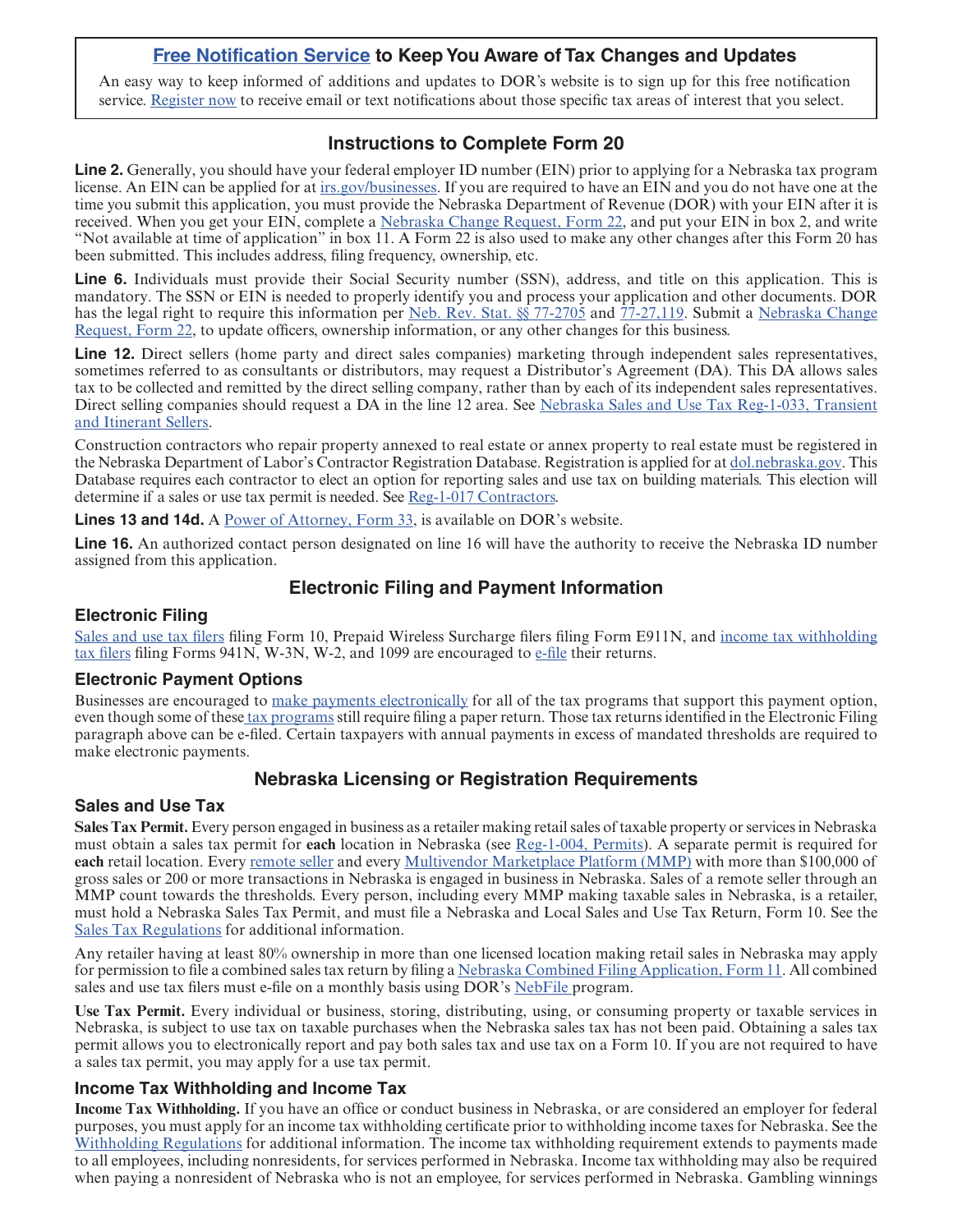## Free Notification Service to Keep You Aware of Tax Changes and Updates

An easy way to keep informed of additions and updates to DOR's website is to sign up for this free notification service. Register now to receive email or text notifications about those specific tax areas of interest that you select.

# Instructions to Complete Form 20

**Line 2.** Generally, you should have your federal employer ID number (EIN) prior to applying for a Nebraska tax program license. An EIN can be applied for at irs.gov/businesses. If you are required to have an EIN and you do not have one at the time you submit this application, you must provide the Nebraska Department of Revenue (DOR) with your EIN after it is received. When you get your EIN, complete a Nebraska Change Request, Form 22, and put your EIN in box 2, and write "Not available at time of application" in box 11. A Form 22 is also used to make any other changes after this Form 20 has been submitted. This includes address, filing frequency, ownership, etc.

**Line 6.** Individuals must provide their Social Security number (SSN), address, and title on this application. This is mandatory. The SSN or EIN is needed to properly identify you and process your application and other documents. DOR has the legal right to require this information per Neb. Rev. Stat. §§ 77-2705 and 77-27,119. Submit a Nebraska Change Request, Form 22, to update officers, ownership information, or any other changes for this business.

**Line 12.** Direct sellers (home party and direct sales companies) marketing through independent sales representatives, sometimes referred to as consultants or distributors, may request a Distributor's Agreement (DA). This DA allows sales tax to be collected and remitted by the direct selling company, rather than by each of its independent sales representatives. Direct selling companies should request a DA in the line 12 area. See Nebraska Sales and Use Tax Reg-1-033, Transient and Itinerant Sellers.

Construction contractors who repair property annexed to real estate or annex property to real estate must be registered in the Nebraska Department of Labor's Contractor Registration Database. Registration is applied for at dol.nebraska.gov. This Database requires each contractor to elect an option for reporting sales and use tax on building materials. This election will determine if a sales or use tax permit is needed. See Reg-1-017 Contractors.

**Lines 13 and 14d.** A Power of Attorney, Form 33, is available on DOR's website.

**Line 16.** An authorized contact person designated on line 16 will have the authority to receive the Nebraska ID number assigned from this application.

# Electronic Filing and Payment Information

## Electronic Filing

Sales and use tax filers filing Form 10, Prepaid Wireless Surcharge filers filing Form E911N, and income tax withholding tax filers filing Forms 941N, W-3N, W-2, and 1099 are encouraged to e-file their returns.

## Electronic Payment Options

Businesses are encouraged to make payments electronically for all of the tax programs that support this payment option, even though some of these tax programs still require filing a paper return. Those tax returns identified in the Electronic Filing paragraph above can be e-filed. Certain taxpayers with annual payments in excess of mandated thresholds are required to make electronic payments.

# Nebraska Licensing or Registration Requirements

## Sales and Use Tax

**Sales Tax Permit.** Every person engaged in business as a retailer making retail sales of taxable property or services in Nebraska must obtain a sales tax permit for **each** location in Nebraska (see Reg-1-004, Permits). A separate permit is required for **each** retail location. Every remote seller and every Multivendor Marketplace Platform (MMP) with more than $100,000 of gross sales or 200 or more transactions in Nebraska is engaged in business in Nebraska. Sales of a remote seller through an MMP count towards the thresholds. Every person, including every MMP making taxable sales in Nebraska, is a retailer, must hold a Nebraska Sales Tax Permit, and must file a Nebraska and Local Sales and Use Tax Return, Form 10. See the Sales Tax Regulations for additional information.

Any retailer having at least 80% ownership in more than one licensed location making retail sales in Nebraska may apply for permission to file a combined sales tax return by filing a Nebraska Combined Filing Application, Form 11. All combined sales and use tax filers must e-file on a monthly basis using DOR's NebFile program.

**Use Tax Permit.** Every individual or business, storing, distributing, using, or consuming property or taxable services in Nebraska, is subject to use tax on taxable purchases when the Nebraska sales tax has not been paid. Obtaining a sales tax permit allows you to electronically report and pay both sales tax and use tax on a Form 10. If you are not required to have a sales tax permit, you may apply for a use tax permit.

## Income Tax Withholding and Income Tax

**Income Tax Withholding.** If you have an office or conduct business in Nebraska, or are considered an employer for federal purposes, you must apply for an income tax withholding certificate prior to withholding income taxes for Nebraska. See the Withholding Regulations for additional information. The income tax withholding requirement extends to payments made to all employees, including nonresidents, for services performed in Nebraska. Income tax withholding may also be required when paying a nonresident of Nebraska who is not an employee, for services performed in Nebraska. Gambling winnings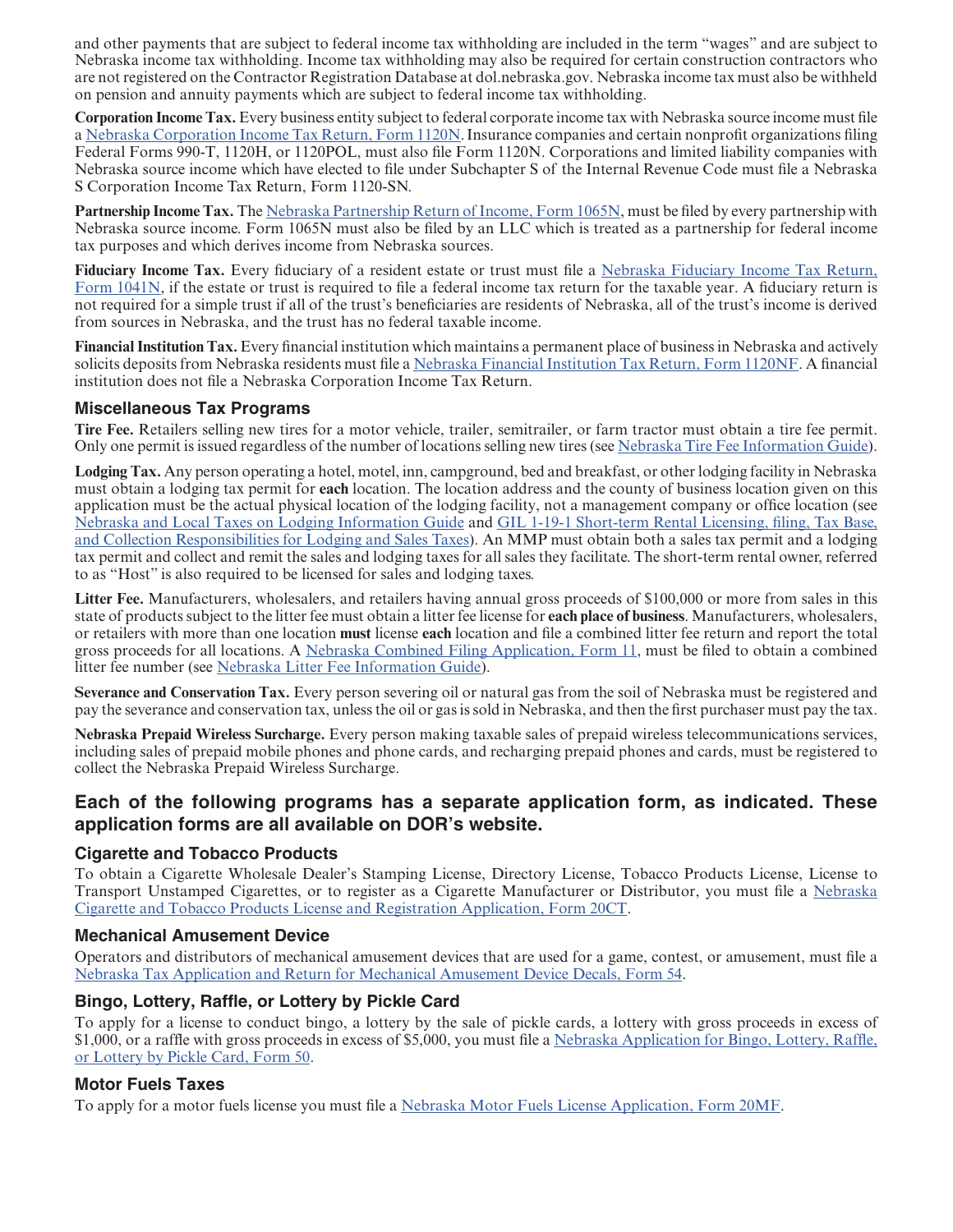and other payments that are subject to federal income tax withholding are included in the term "wages" and are subject to Nebraska income tax withholding. Income tax withholding may also be required for certain construction contractors who are not registered on the Contractor Registration Database at dol.nebraska.gov. Nebraska income tax must also be withheld on pension and annuity payments which are subject to federal income tax withholding.

**Corporation Income Tax.** Every business entity subject to federal corporate income tax with Nebraska source income must file a Nebraska Corporation Income Tax Return, Form 1120N. Insurance companies and certain nonprofit organizations filing Federal Forms 990-T, 1120H, or 1120POL, must also file Form 1120N. Corporations and limited liability companies with Nebraska source income which have elected to file under Subchapter S of the Internal Revenue Code must file a Nebraska S Corporation Income Tax Return, Form 1120-SN.

**Partnership Income Tax.** The Nebraska Partnership Return of Income, Form 1065N, must be filed by every partnership with Nebraska source income. Form 1065N must also be filed by an LLC which is treated as a partnership for federal income tax purposes and which derives income from Nebraska sources.

**Fiduciary Income Tax.** Every fiduciary of a resident estate or trust must file a Nebraska Fiduciary Income Tax Return, Form 1041N, if the estate or trust is required to file a federal income tax return for the taxable year. A fiduciary return is not required for a simple trust if all of the trust's beneficiaries are residents of Nebraska, all of the trust's income is derived from sources in Nebraska, and the trust has no federal taxable income.

**Financial Institution Tax.** Every financial institution which maintains a permanent place of business in Nebraska and actively solicits deposits from Nebraska residents must file a Nebraska Financial Institution Tax Return, Form 1120NF. A financial institution does not file a Nebraska Corporation Income Tax Return.

### Miscellaneous Tax Programs

**Tire Fee.** Retailers selling new tires for a motor vehicle, trailer, semitrailer, or farm tractor must obtain a tire fee permit. Only one permit is issued regardless of the number of locations selling new tires (see Nebraska Tire Fee Information Guide).

**Lodging Tax.** Any person operating a hotel, motel, inn, campground, bed and breakfast, or other lodging facility in Nebraska must obtain a lodging tax permit for **each** location. The location address and the county of business location given on this application must be the actual physical location of the lodging facility, not a management company or office location (see Nebraska and Local Taxes on Lodging Information Guide and GIL 1-19-1 Short-term Rental Licensing, filing, Tax Base, and Collection Responsibilities for Lodging and Sales Taxes). An MMP must obtain both a sales tax permit and a lodging tax permit and collect and remit the sales and lodging taxes for all sales they facilitate. The short-term rental owner, referred to as "Host" is also required to be licensed for sales and lodging taxes.

**Litter Fee.** Manufacturers, wholesalers, and retailers having annual gross proceeds of $100,000 or more from sales in this state of products subject to the litter fee must obtain a litter fee license for **each place of business**. Manufacturers, wholesalers, or retailers with more than one location **must** license **each** location and file a combined litter fee return and report the total gross proceeds for all locations. A Nebraska Combined Filing Application, Form 11, must be filed to obtain a combined litter fee number (see Nebraska Litter Fee Information Guide).

**Severance and Conservation Tax.** Every person severing oil or natural gas from the soil of Nebraska must be registered and pay the severance and conservation tax, unless the oil or gas is sold in Nebraska, and then the first purchaser must pay the tax.

**Nebraska Prepaid Wireless Surcharge.** Every person making taxable sales of prepaid wireless telecommunications services, including sales of prepaid mobile phones and phone cards, and recharging prepaid phones and cards, must be registered to collect the Nebraska Prepaid Wireless Surcharge.

## Each of the following programs has a separate application form, as indicated. These application forms are all available on DOR's website.

### Cigarette and Tobacco Products

To obtain a Cigarette Wholesale Dealer's Stamping License, Directory License, Tobacco Products License, License to Transport Unstamped Cigarettes, or to register as a Cigarette Manufacturer or Distributor, you must file a Nebraska Cigarette and Tobacco Products License and Registration Application, Form 20CT.

### Mechanical Amusement Device

Operators and distributors of mechanical amusement devices that are used for a game, contest, or amusement, must file a Nebraska Tax Application and Return for Mechanical Amusement Device Decals, Form 54.

### Bingo, Lottery, Raffle, or Lottery by Pickle Card

To apply for a license to conduct bingo, a lottery by the sale of pickle cards, a lottery with gross proceeds in excess of $1,000, or a raffle with gross proceeds in excess of $5,000, you must file a Nebraska Application for Bingo, Lottery, Raffle, or Lottery by Pickle Card, Form 50.

### Motor Fuels Taxes

To apply for a motor fuels license you must file a Nebraska Motor Fuels License Application, Form 20MF.